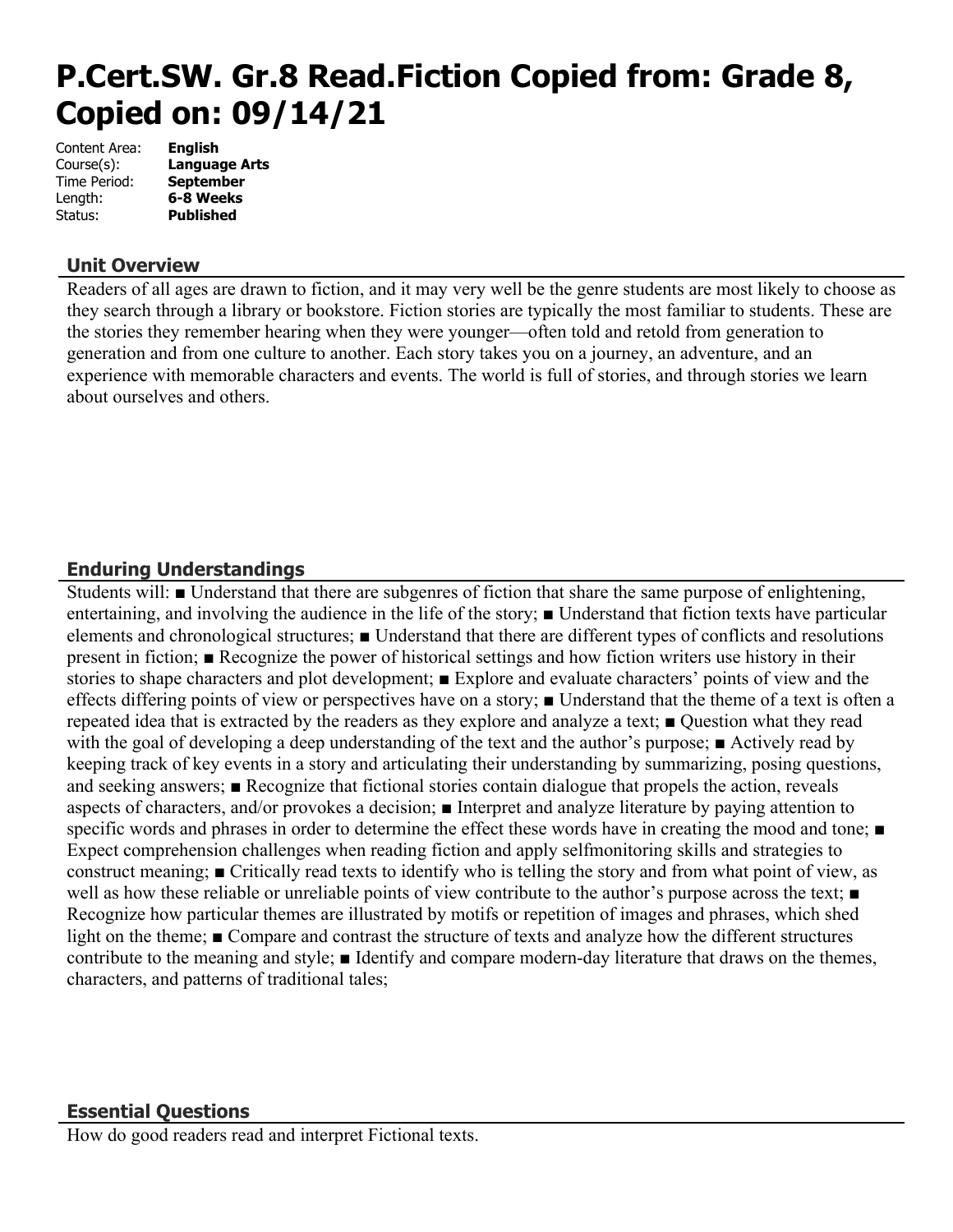# P.Cert.SW. Gr.8 Read.Fiction Copied from: Grade 8, Copied on: 09/14/21

Content Area: **English**
Course(s): **Language Arts**
Time Period: **September**
Length: **6-8 Weeks**
Status: **Published**

## Unit Overview

Readers of all ages are drawn to fiction, and it may very well be the genre students are most likely to choose as they search through a library or bookstore. Fiction stories are typically the most familiar to students. These are the stories they remember hearing when they were younger—often told and retold from generation to generation and from one culture to another. Each story takes you on a journey, an adventure, and an experience with memorable characters and events. The world is full of stories, and through stories we learn about ourselves and others.

## Enduring Understandings

Students will: ■ Understand that there are subgenres of fiction that share the same purpose of enlightening, entertaining, and involving the audience in the life of the story; ■ Understand that fiction texts have particular elements and chronological structures; ■ Understand that there are different types of conflicts and resolutions present in fiction; ■ Recognize the power of historical settings and how fiction writers use history in their stories to shape characters and plot development; ■ Explore and evaluate characters' points of view and the effects differing points of view or perspectives have on a story; ■ Understand that the theme of a text is often a repeated idea that is extracted by the readers as they explore and analyze a text; ■ Question what they read with the goal of developing a deep understanding of the text and the author's purpose; ■ Actively read by keeping track of key events in a story and articulating their understanding by summarizing, posing questions, and seeking answers; ■ Recognize that fictional stories contain dialogue that propels the action, reveals aspects of characters, and/or provokes a decision; ■ Interpret and analyze literature by paying attention to specific words and phrases in order to determine the effect these words have in creating the mood and tone; ■ Expect comprehension challenges when reading fiction and apply selfmonitoring skills and strategies to construct meaning; ■ Critically read texts to identify who is telling the story and from what point of view, as well as how these reliable or unreliable points of view contribute to the author's purpose across the text; ■ Recognize how particular themes are illustrated by motifs or repetition of images and phrases, which shed light on the theme; ■ Compare and contrast the structure of texts and analyze how the different structures contribute to the meaning and style; ■ Identify and compare modern-day literature that draws on the themes, characters, and patterns of traditional tales;

## Essential Questions

How do good readers read and interpret Fictional texts.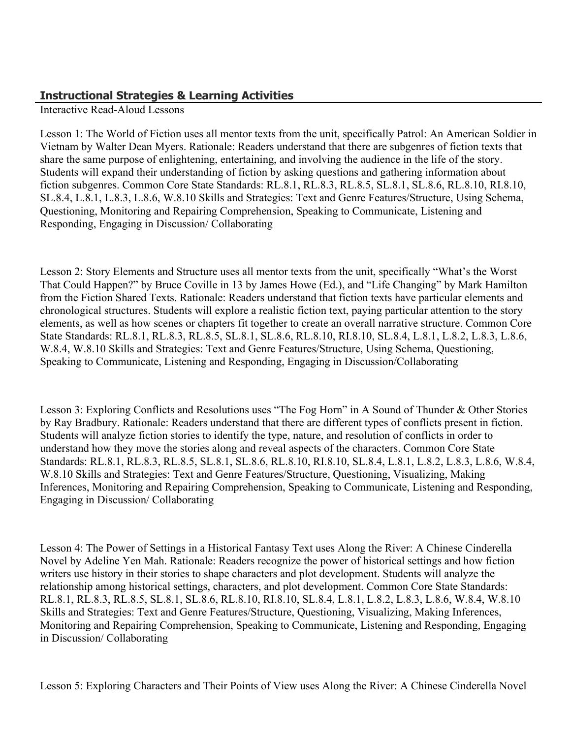### Instructional Strategies & Learning Activities

Interactive Read-Aloud Lessons

Lesson 1: The World of Fiction uses all mentor texts from the unit, specifically Patrol: An American Soldier in Vietnam by Walter Dean Myers. Rationale: Readers understand that there are subgenres of fiction texts that share the same purpose of enlightening, entertaining, and involving the audience in the life of the story. Students will expand their understanding of fiction by asking questions and gathering information about fiction subgenres. Common Core State Standards: RL.8.1, RL.8.3, RL.8.5, SL.8.1, SL.8.6, RL.8.10, RI.8.10, SL.8.4, L.8.1, L.8.3, L.8.6, W.8.10 Skills and Strategies: Text and Genre Features/Structure, Using Schema, Questioning, Monitoring and Repairing Comprehension, Speaking to Communicate, Listening and Responding, Engaging in Discussion/ Collaborating

Lesson 2: Story Elements and Structure uses all mentor texts from the unit, specifically "What's the Worst That Could Happen?" by Bruce Coville in 13 by James Howe (Ed.), and "Life Changing" by Mark Hamilton from the Fiction Shared Texts. Rationale: Readers understand that fiction texts have particular elements and chronological structures. Students will explore a realistic fiction text, paying particular attention to the story elements, as well as how scenes or chapters fit together to create an overall narrative structure. Common Core State Standards: RL.8.1, RL.8.3, RL.8.5, SL.8.1, SL.8.6, RL.8.10, RI.8.10, SL.8.4, L.8.1, L.8.2, L.8.3, L.8.6, W.8.4, W.8.10 Skills and Strategies: Text and Genre Features/Structure, Using Schema, Questioning, Speaking to Communicate, Listening and Responding, Engaging in Discussion/Collaborating

Lesson 3: Exploring Conflicts and Resolutions uses "The Fog Horn" in A Sound of Thunder & Other Stories by Ray Bradbury. Rationale: Readers understand that there are different types of conflicts present in fiction. Students will analyze fiction stories to identify the type, nature, and resolution of conflicts in order to understand how they move the stories along and reveal aspects of the characters. Common Core State Standards: RL.8.1, RL.8.3, RL.8.5, SL.8.1, SL.8.6, RL.8.10, RI.8.10, SL.8.4, L.8.1, L.8.2, L.8.3, L.8.6, W.8.4, W.8.10 Skills and Strategies: Text and Genre Features/Structure, Questioning, Visualizing, Making Inferences, Monitoring and Repairing Comprehension, Speaking to Communicate, Listening and Responding, Engaging in Discussion/ Collaborating

Lesson 4: The Power of Settings in a Historical Fantasy Text uses Along the River: A Chinese Cinderella Novel by Adeline Yen Mah. Rationale: Readers recognize the power of historical settings and how fiction writers use history in their stories to shape characters and plot development. Students will analyze the relationship among historical settings, characters, and plot development. Common Core State Standards: RL.8.1, RL.8.3, RL.8.5, SL.8.1, SL.8.6, RL.8.10, RI.8.10, SL.8.4, L.8.1, L.8.2, L.8.3, L.8.6, W.8.4, W.8.10 Skills and Strategies: Text and Genre Features/Structure, Questioning, Visualizing, Making Inferences, Monitoring and Repairing Comprehension, Speaking to Communicate, Listening and Responding, Engaging in Discussion/ Collaborating

Lesson 5: Exploring Characters and Their Points of View uses Along the River: A Chinese Cinderella Novel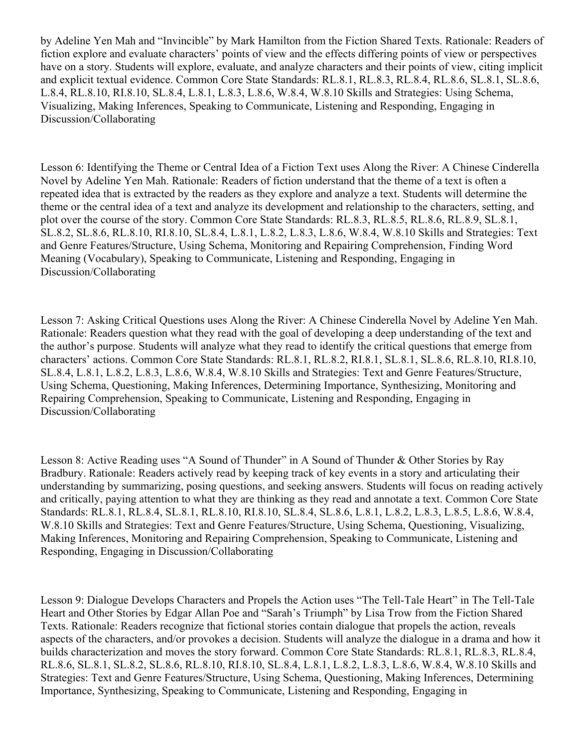by Adeline Yen Mah and "Invincible" by Mark Hamilton from the Fiction Shared Texts. Rationale: Readers of fiction explore and evaluate characters' points of view and the effects differing points of view or perspectives have on a story. Students will explore, evaluate, and analyze characters and their points of view, citing implicit and explicit textual evidence. Common Core State Standards: RL.8.1, RL.8.3, RL.8.4, RL.8.6, SL.8.1, SL.8.6, L.8.4, RL.8.10, RI.8.10, SL.8.4, L.8.1, L.8.3, L.8.6, W.8.4, W.8.10 Skills and Strategies: Using Schema, Visualizing, Making Inferences, Speaking to Communicate, Listening and Responding, Engaging in Discussion/Collaborating

Lesson 6: Identifying the Theme or Central Idea of a Fiction Text uses Along the River: A Chinese Cinderella Novel by Adeline Yen Mah. Rationale: Readers of fiction understand that the theme of a text is often a repeated idea that is extracted by the readers as they explore and analyze a text. Students will determine the theme or the central idea of a text and analyze its development and relationship to the characters, setting, and plot over the course of the story. Common Core State Standards: RL.8.3, RL.8.5, RL.8.6, RL.8.9, SL.8.1, SL.8.2, SL.8.6, RL.8.10, RI.8.10, SL.8.4, L.8.1, L.8.2, L.8.3, L.8.6, W.8.4, W.8.10 Skills and Strategies: Text and Genre Features/Structure, Using Schema, Monitoring and Repairing Comprehension, Finding Word Meaning (Vocabulary), Speaking to Communicate, Listening and Responding, Engaging in Discussion/Collaborating

Lesson 7: Asking Critical Questions uses Along the River: A Chinese Cinderella Novel by Adeline Yen Mah. Rationale: Readers question what they read with the goal of developing a deep understanding of the text and the author's purpose. Students will analyze what they read to identify the critical questions that emerge from characters' actions. Common Core State Standards: RL.8.1, RL.8.2, RI.8.1, SL.8.1, SL.8.6, RL.8.10, RI.8.10, SL.8.4, L.8.1, L.8.2, L.8.3, L.8.6, W.8.4, W.8.10 Skills and Strategies: Text and Genre Features/Structure, Using Schema, Questioning, Making Inferences, Determining Importance, Synthesizing, Monitoring and Repairing Comprehension, Speaking to Communicate, Listening and Responding, Engaging in Discussion/Collaborating

Lesson 8: Active Reading uses "A Sound of Thunder" in A Sound of Thunder & Other Stories by Ray Bradbury. Rationale: Readers actively read by keeping track of key events in a story and articulating their understanding by summarizing, posing questions, and seeking answers. Students will focus on reading actively and critically, paying attention to what they are thinking as they read and annotate a text. Common Core State Standards: RL.8.1, RL.8.4, SL.8.1, RL.8.10, RI.8.10, SL.8.4, SL.8.6, L.8.1, L.8.2, L.8.3, L.8.5, L.8.6, W.8.4, W.8.10 Skills and Strategies: Text and Genre Features/Structure, Using Schema, Questioning, Visualizing, Making Inferences, Monitoring and Repairing Comprehension, Speaking to Communicate, Listening and Responding, Engaging in Discussion/Collaborating

Lesson 9: Dialogue Develops Characters and Propels the Action uses "The Tell-Tale Heart" in The Tell-Tale Heart and Other Stories by Edgar Allan Poe and "Sarah's Triumph" by Lisa Trow from the Fiction Shared Texts. Rationale: Readers recognize that fictional stories contain dialogue that propels the action, reveals aspects of the characters, and/or provokes a decision. Students will analyze the dialogue in a drama and how it builds characterization and moves the story forward. Common Core State Standards: RL.8.1, RL.8.3, RL.8.4, RL.8.6, SL.8.1, SL.8.2, SL.8.6, RL.8.10, RI.8.10, SL.8.4, L.8.1, L.8.2, L.8.3, L.8.6, W.8.4, W.8.10 Skills and Strategies: Text and Genre Features/Structure, Using Schema, Questioning, Making Inferences, Determining Importance, Synthesizing, Speaking to Communicate, Listening and Responding, Engaging in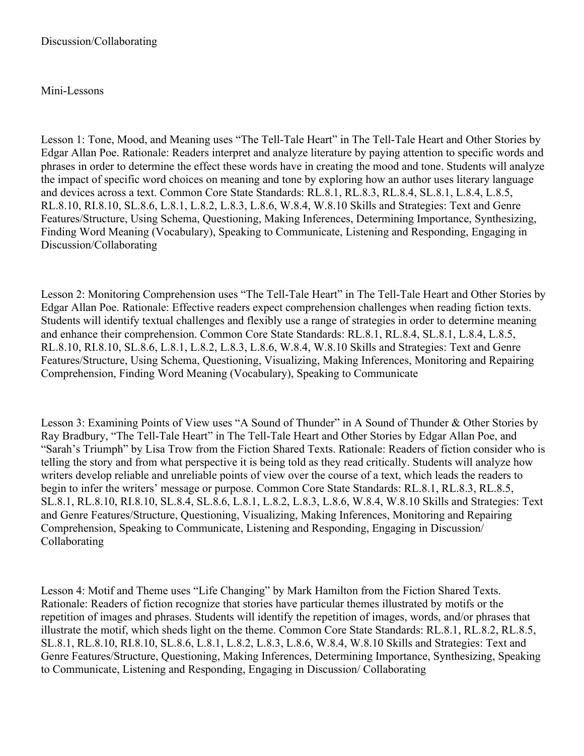Discussion/Collaborating

## Mini-Lessons

Lesson 1: Tone, Mood, and Meaning uses "The Tell-Tale Heart" in The Tell-Tale Heart and Other Stories by Edgar Allan Poe. Rationale: Readers interpret and analyze literature by paying attention to specific words and phrases in order to determine the effect these words have in creating the mood and tone. Students will analyze the impact of specific word choices on meaning and tone by exploring how an author uses literary language and devices across a text. Common Core State Standards: RL.8.1, RL.8.3, RL.8.4, SL.8.1, L.8.4, L.8.5, RL.8.10, RI.8.10, SL.8.6, L.8.1, L.8.2, L.8.3, L.8.6, W.8.4, W.8.10 Skills and Strategies: Text and Genre Features/Structure, Using Schema, Questioning, Making Inferences, Determining Importance, Synthesizing, Finding Word Meaning (Vocabulary), Speaking to Communicate, Listening and Responding, Engaging in Discussion/Collaborating

Lesson 2: Monitoring Comprehension uses "The Tell-Tale Heart" in The Tell-Tale Heart and Other Stories by Edgar Allan Poe. Rationale: Effective readers expect comprehension challenges when reading fiction texts. Students will identify textual challenges and flexibly use a range of strategies in order to determine meaning and enhance their comprehension. Common Core State Standards: RL.8.1, RL.8.4, SL.8.1, L.8.4, L.8.5, RL.8.10, RI.8.10, SL.8.6, L.8.1, L.8.2, L.8.3, L.8.6, W.8.4, W.8.10 Skills and Strategies: Text and Genre Features/Structure, Using Schema, Questioning, Visualizing, Making Inferences, Monitoring and Repairing Comprehension, Finding Word Meaning (Vocabulary), Speaking to Communicate

Lesson 3: Examining Points of View uses "A Sound of Thunder" in A Sound of Thunder & Other Stories by Ray Bradbury, "The Tell-Tale Heart" in The Tell-Tale Heart and Other Stories by Edgar Allan Poe, and "Sarah's Triumph" by Lisa Trow from the Fiction Shared Texts. Rationale: Readers of fiction consider who is telling the story and from what perspective it is being told as they read critically. Students will analyze how writers develop reliable and unreliable points of view over the course of a text, which leads the readers to begin to infer the writers' message or purpose. Common Core State Standards: RL.8.1, RL.8.3, RL.8.5, SL.8.1, RL.8.10, RI.8.10, SL.8.4, SL.8.6, L.8.1, L.8.2, L.8.3, L.8.6, W.8.4, W.8.10 Skills and Strategies: Text and Genre Features/Structure, Questioning, Visualizing, Making Inferences, Monitoring and Repairing Comprehension, Speaking to Communicate, Listening and Responding, Engaging in Discussion/ Collaborating

Lesson 4: Motif and Theme uses "Life Changing" by Mark Hamilton from the Fiction Shared Texts. Rationale: Readers of fiction recognize that stories have particular themes illustrated by motifs or the repetition of images and phrases. Students will identify the repetition of images, words, and/or phrases that illustrate the motif, which sheds light on the theme. Common Core State Standards: RL.8.1, RL.8.2, RL.8.5, SL.8.1, RL.8.10, RI.8.10, SL.8.6, L.8.1, L.8.2, L.8.3, L.8.6, W.8.4, W.8.10 Skills and Strategies: Text and Genre Features/Structure, Questioning, Making Inferences, Determining Importance, Synthesizing, Speaking to Communicate, Listening and Responding, Engaging in Discussion/ Collaborating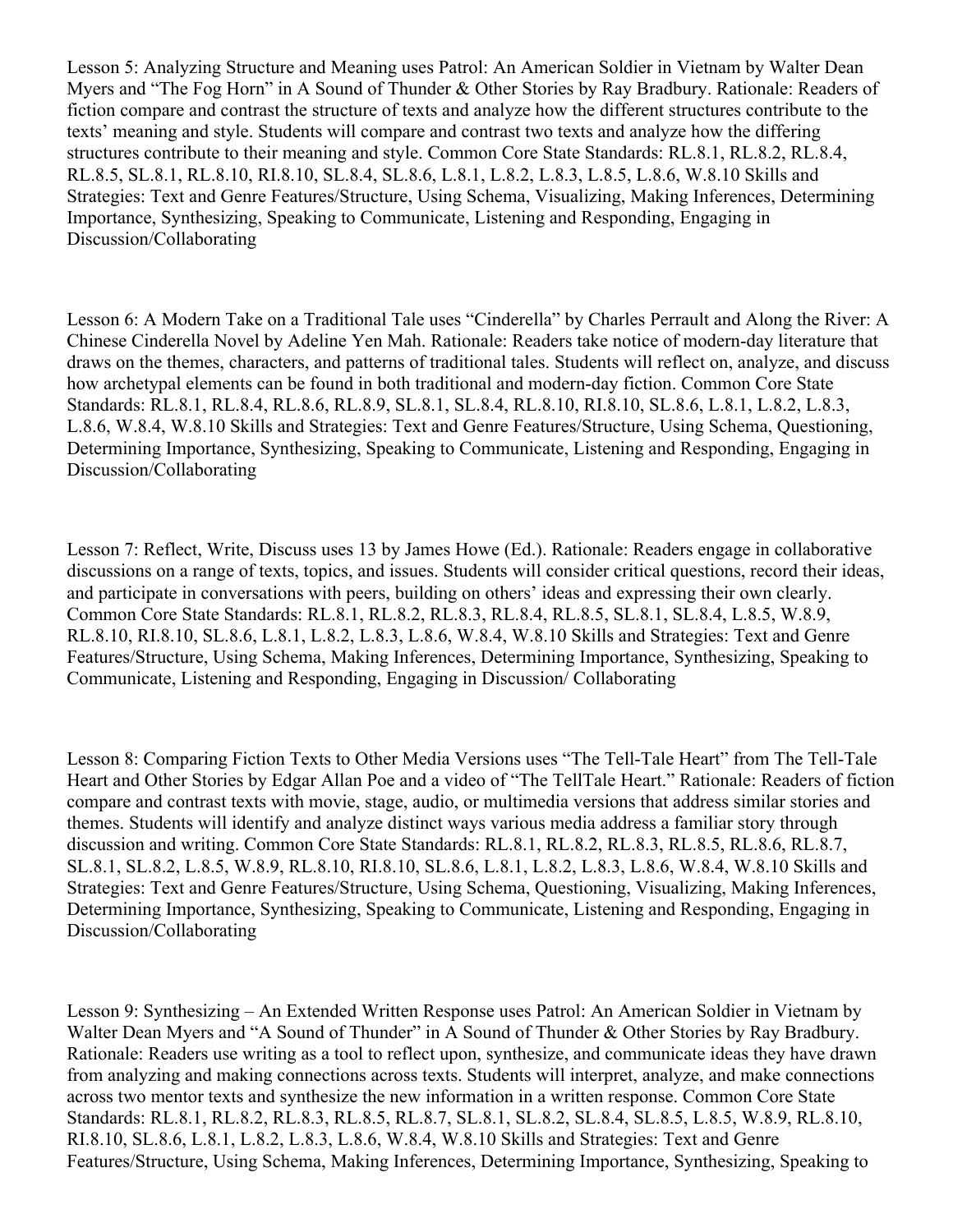Lesson 5: Analyzing Structure and Meaning uses Patrol: An American Soldier in Vietnam by Walter Dean Myers and "The Fog Horn" in A Sound of Thunder & Other Stories by Ray Bradbury. Rationale: Readers of fiction compare and contrast the structure of texts and analyze how the different structures contribute to the texts' meaning and style. Students will compare and contrast two texts and analyze how the differing structures contribute to their meaning and style. Common Core State Standards: RL.8.1, RL.8.2, RL.8.4, RL.8.5, SL.8.1, RL.8.10, RI.8.10, SL.8.4, SL.8.6, L.8.1, L.8.2, L.8.3, L.8.5, L.8.6, W.8.10 Skills and Strategies: Text and Genre Features/Structure, Using Schema, Visualizing, Making Inferences, Determining Importance, Synthesizing, Speaking to Communicate, Listening and Responding, Engaging in Discussion/Collaborating

Lesson 6: A Modern Take on a Traditional Tale uses "Cinderella" by Charles Perrault and Along the River: A Chinese Cinderella Novel by Adeline Yen Mah. Rationale: Readers take notice of modern-day literature that draws on the themes, characters, and patterns of traditional tales. Students will reflect on, analyze, and discuss how archetypal elements can be found in both traditional and modern-day fiction. Common Core State Standards: RL.8.1, RL.8.4, RL.8.6, RL.8.9, SL.8.1, SL.8.4, RL.8.10, RI.8.10, SL.8.6, L.8.1, L.8.2, L.8.3, L.8.6, W.8.4, W.8.10 Skills and Strategies: Text and Genre Features/Structure, Using Schema, Questioning, Determining Importance, Synthesizing, Speaking to Communicate, Listening and Responding, Engaging in Discussion/Collaborating

Lesson 7: Reflect, Write, Discuss uses 13 by James Howe (Ed.). Rationale: Readers engage in collaborative discussions on a range of texts, topics, and issues. Students will consider critical questions, record their ideas, and participate in conversations with peers, building on others' ideas and expressing their own clearly. Common Core State Standards: RL.8.1, RL.8.2, RL.8.3, RL.8.4, RL.8.5, SL.8.1, SL.8.4, L.8.5, W.8.9, RL.8.10, RI.8.10, SL.8.6, L.8.1, L.8.2, L.8.3, L.8.6, W.8.4, W.8.10 Skills and Strategies: Text and Genre Features/Structure, Using Schema, Making Inferences, Determining Importance, Synthesizing, Speaking to Communicate, Listening and Responding, Engaging in Discussion/ Collaborating

Lesson 8: Comparing Fiction Texts to Other Media Versions uses "The Tell-Tale Heart" from The Tell-Tale Heart and Other Stories by Edgar Allan Poe and a video of "The TellTale Heart." Rationale: Readers of fiction compare and contrast texts with movie, stage, audio, or multimedia versions that address similar stories and themes. Students will identify and analyze distinct ways various media address a familiar story through discussion and writing. Common Core State Standards: RL.8.1, RL.8.2, RL.8.3, RL.8.5, RL.8.6, RL.8.7, SL.8.1, SL.8.2, L.8.5, W.8.9, RL.8.10, RI.8.10, SL.8.6, L.8.1, L.8.2, L.8.3, L.8.6, W.8.4, W.8.10 Skills and Strategies: Text and Genre Features/Structure, Using Schema, Questioning, Visualizing, Making Inferences, Determining Importance, Synthesizing, Speaking to Communicate, Listening and Responding, Engaging in Discussion/Collaborating

Lesson 9: Synthesizing – An Extended Written Response uses Patrol: An American Soldier in Vietnam by Walter Dean Myers and "A Sound of Thunder" in A Sound of Thunder & Other Stories by Ray Bradbury. Rationale: Readers use writing as a tool to reflect upon, synthesize, and communicate ideas they have drawn from analyzing and making connections across texts. Students will interpret, analyze, and make connections across two mentor texts and synthesize the new information in a written response. Common Core State Standards: RL.8.1, RL.8.2, RL.8.3, RL.8.5, RL.8.7, SL.8.1, SL.8.2, SL.8.4, SL.8.5, L.8.5, W.8.9, RL.8.10, RI.8.10, SL.8.6, L.8.1, L.8.2, L.8.3, L.8.6, W.8.4, W.8.10 Skills and Strategies: Text and Genre Features/Structure, Using Schema, Making Inferences, Determining Importance, Synthesizing, Speaking to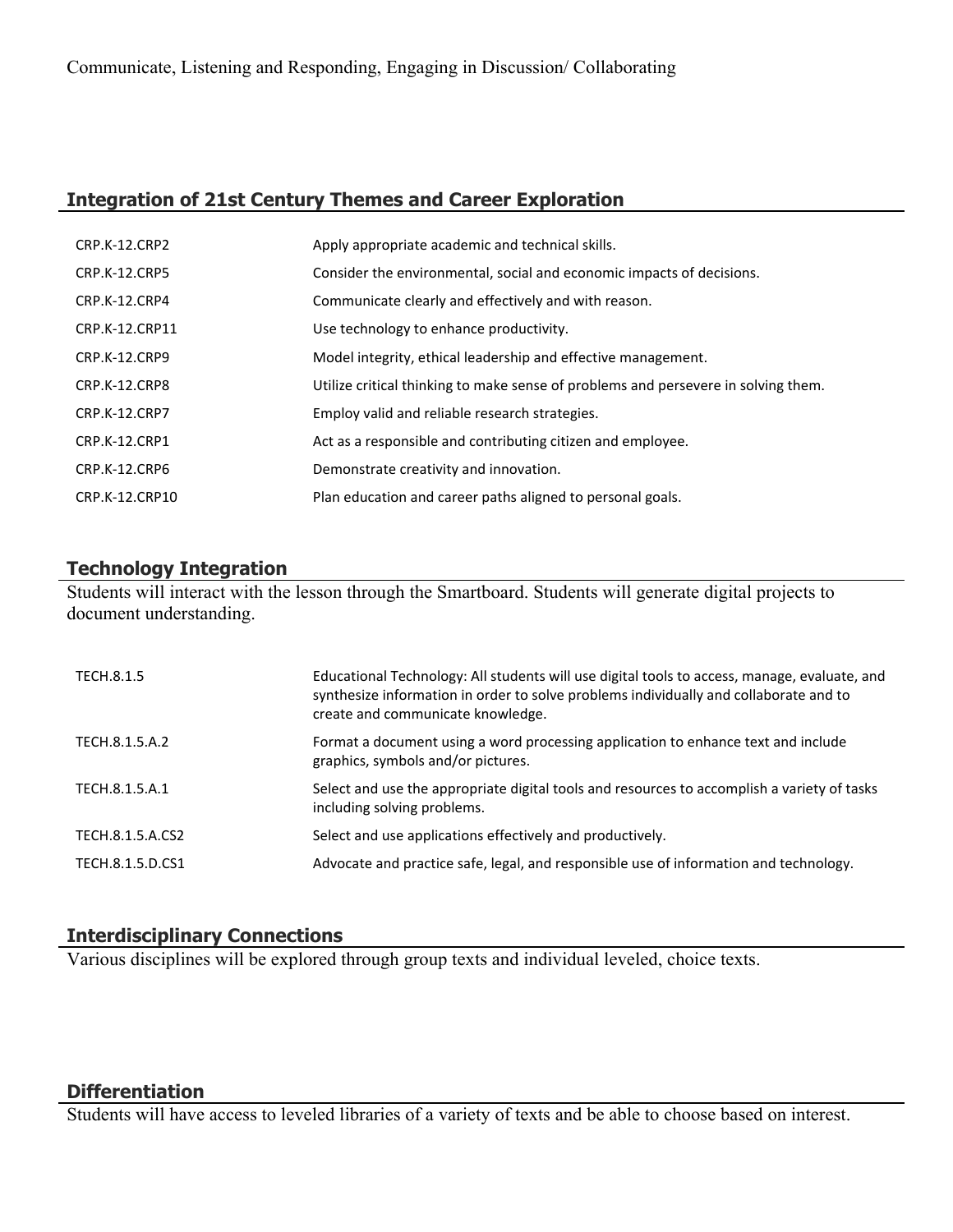Communicate, Listening and Responding, Engaging in Discussion/ Collaborating

## Integration of 21st Century Themes and Career Exploration

| | |
|---|---|
| CRP.K-12.CRP2 | Apply appropriate academic and technical skills. |
| CRP.K-12.CRP5 | Consider the environmental, social and economic impacts of decisions. |
| CRP.K-12.CRP4 | Communicate clearly and effectively and with reason. |
| CRP.K-12.CRP11 | Use technology to enhance productivity. |
| CRP.K-12.CRP9 | Model integrity, ethical leadership and effective management. |
| CRP.K-12.CRP8 | Utilize critical thinking to make sense of problems and persevere in solving them. |
| CRP.K-12.CRP7 | Employ valid and reliable research strategies. |
| CRP.K-12.CRP1 | Act as a responsible and contributing citizen and employee. |
| CRP.K-12.CRP6 | Demonstrate creativity and innovation. |
| CRP.K-12.CRP10 | Plan education and career paths aligned to personal goals. |

## Technology Integration

Students will interact with the lesson through the Smartboard. Students will generate digital projects to document understanding.

| | |
|---|---|
| TECH.8.1.5 | Educational Technology: All students will use digital tools to access, manage, evaluate, and synthesize information in order to solve problems individually and collaborate and to create and communicate knowledge. |
| TECH.8.1.5.A.2 | Format a document using a word processing application to enhance text and include graphics, symbols and/or pictures. |
| TECH.8.1.5.A.1 | Select and use the appropriate digital tools and resources to accomplish a variety of tasks including solving problems. |
| TECH.8.1.5.A.CS2 | Select and use applications effectively and productively. |
| TECH.8.1.5.D.CS1 | Advocate and practice safe, legal, and responsible use of information and technology. |

## Interdisciplinary Connections

Various disciplines will be explored through group texts and individual leveled, choice texts.

## Differentiation

Students will have access to leveled libraries of a variety of texts and be able to choose based on interest.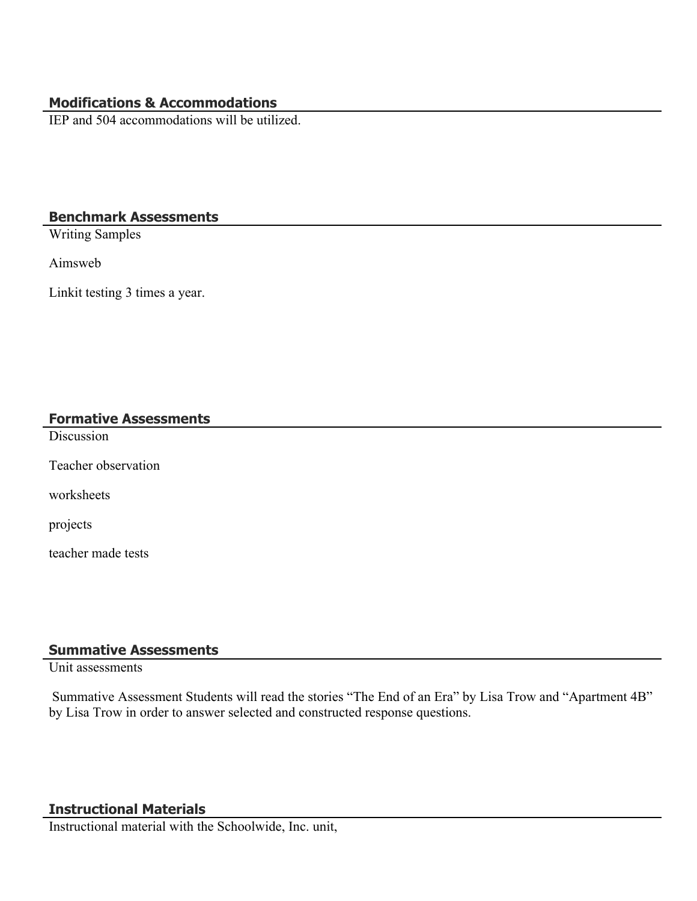## Modifications & Accommodations

IEP and 504 accommodations will be utilized.

## Benchmark Assessments

Writing Samples

Aimsweb

Linkit testing 3 times a year.

## Formative Assessments

Discussion

Teacher observation

worksheets

projects

teacher made tests

## Summative Assessments

Unit assessments

Summative Assessment Students will read the stories “The End of an Era” by Lisa Trow and “Apartment 4B” by Lisa Trow in order to answer selected and constructed response questions.

## Instructional Materials

Instructional material with the Schoolwide, Inc. unit,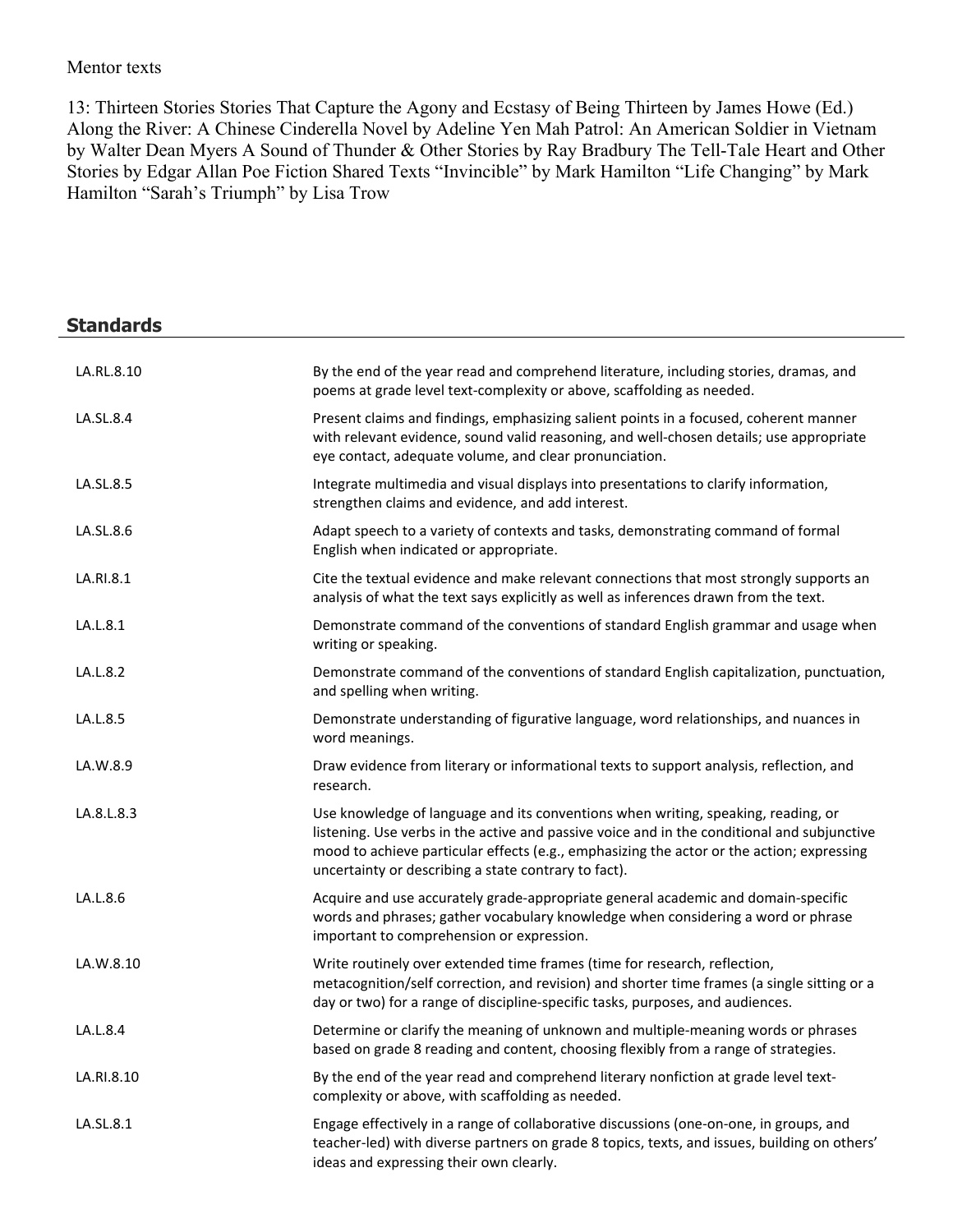Mentor texts

13: Thirteen Stories Stories That Capture the Agony and Ecstasy of Being Thirteen by James Howe (Ed.) Along the River: A Chinese Cinderella Novel by Adeline Yen Mah Patrol: An American Soldier in Vietnam by Walter Dean Myers A Sound of Thunder & Other Stories by Ray Bradbury The Tell-Tale Heart and Other Stories by Edgar Allan Poe Fiction Shared Texts "Invincible" by Mark Hamilton "Life Changing" by Mark Hamilton "Sarah's Triumph" by Lisa Trow

## Standards

| | |
|---|---|
| LA.RL.8.10 | By the end of the year read and comprehend literature, including stories, dramas, and poems at grade level text-complexity or above, scaffolding as needed. |
| LA.SL.8.4 | Present claims and findings, emphasizing salient points in a focused, coherent manner with relevant evidence, sound valid reasoning, and well-chosen details; use appropriate eye contact, adequate volume, and clear pronunciation. |
| LA.SL.8.5 | Integrate multimedia and visual displays into presentations to clarify information, strengthen claims and evidence, and add interest. |
| LA.SL.8.6 | Adapt speech to a variety of contexts and tasks, demonstrating command of formal English when indicated or appropriate. |
| LA.RI.8.1 | Cite the textual evidence and make relevant connections that most strongly supports an analysis of what the text says explicitly as well as inferences drawn from the text. |
| LA.L.8.1 | Demonstrate command of the conventions of standard English grammar and usage when writing or speaking. |
| LA.L.8.2 | Demonstrate command of the conventions of standard English capitalization, punctuation, and spelling when writing. |
| LA.L.8.5 | Demonstrate understanding of figurative language, word relationships, and nuances in word meanings. |
| LA.W.8.9 | Draw evidence from literary or informational texts to support analysis, reflection, and research. |
| LA.8.L.8.3 | Use knowledge of language and its conventions when writing, speaking, reading, or listening. Use verbs in the active and passive voice and in the conditional and subjunctive mood to achieve particular effects (e.g., emphasizing the actor or the action; expressing uncertainty or describing a state contrary to fact). |
| LA.L.8.6 | Acquire and use accurately grade-appropriate general academic and domain-specific words and phrases; gather vocabulary knowledge when considering a word or phrase important to comprehension or expression. |
| LA.W.8.10 | Write routinely over extended time frames (time for research, reflection, metacognition/self correction, and revision) and shorter time frames (a single sitting or a day or two) for a range of discipline-specific tasks, purposes, and audiences. |
| LA.L.8.4 | Determine or clarify the meaning of unknown and multiple-meaning words or phrases based on grade 8 reading and content, choosing flexibly from a range of strategies. |
| LA.RI.8.10 | By the end of the year read and comprehend literary nonfiction at grade level text-complexity or above, with scaffolding as needed. |
| LA.SL.8.1 | Engage effectively in a range of collaborative discussions (one-on-one, in groups, and teacher-led) with diverse partners on grade 8 topics, texts, and issues, building on others' ideas and expressing their own clearly. |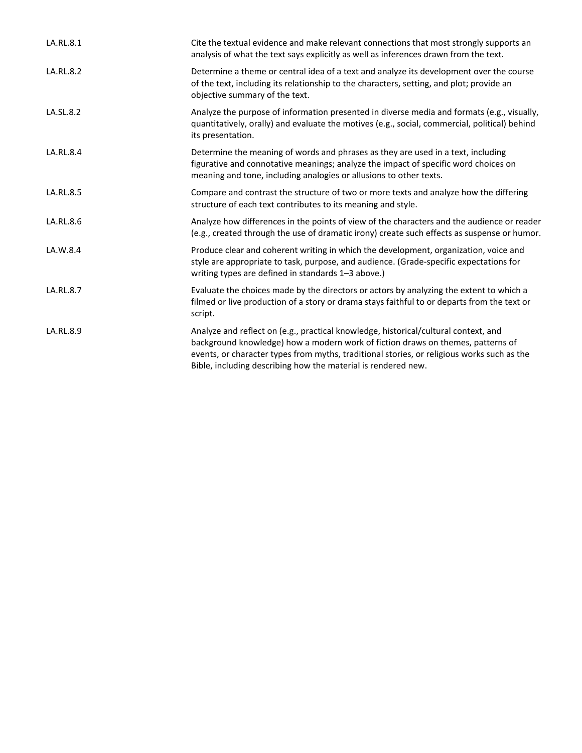| | |
|---|---|
| LA.RL.8.1 | Cite the textual evidence and make relevant connections that most strongly supports an analysis of what the text says explicitly as well as inferences drawn from the text. |
| LA.RL.8.2 | Determine a theme or central idea of a text and analyze its development over the course of the text, including its relationship to the characters, setting, and plot; provide an objective summary of the text. |
| LA.SL.8.2 | Analyze the purpose of information presented in diverse media and formats (e.g., visually, quantitatively, orally) and evaluate the motives (e.g., social, commercial, political) behind its presentation. |
| LA.RL.8.4 | Determine the meaning of words and phrases as they are used in a text, including figurative and connotative meanings; analyze the impact of specific word choices on meaning and tone, including analogies or allusions to other texts. |
| LA.RL.8.5 | Compare and contrast the structure of two or more texts and analyze how the differing structure of each text contributes to its meaning and style. |
| LA.RL.8.6 | Analyze how differences in the points of view of the characters and the audience or reader (e.g., created through the use of dramatic irony) create such effects as suspense or humor. |
| LA.W.8.4 | Produce clear and coherent writing in which the development, organization, voice and style are appropriate to task, purpose, and audience. (Grade-specific expectations for writing types are defined in standards 1–3 above.) |
| LA.RL.8.7 | Evaluate the choices made by the directors or actors by analyzing the extent to which a filmed or live production of a story or drama stays faithful to or departs from the text or script. |
| LA.RL.8.9 | Analyze and reflect on (e.g., practical knowledge, historical/cultural context, and background knowledge) how a modern work of fiction draws on themes, patterns of events, or character types from myths, traditional stories, or religious works such as the Bible, including describing how the material is rendered new. |